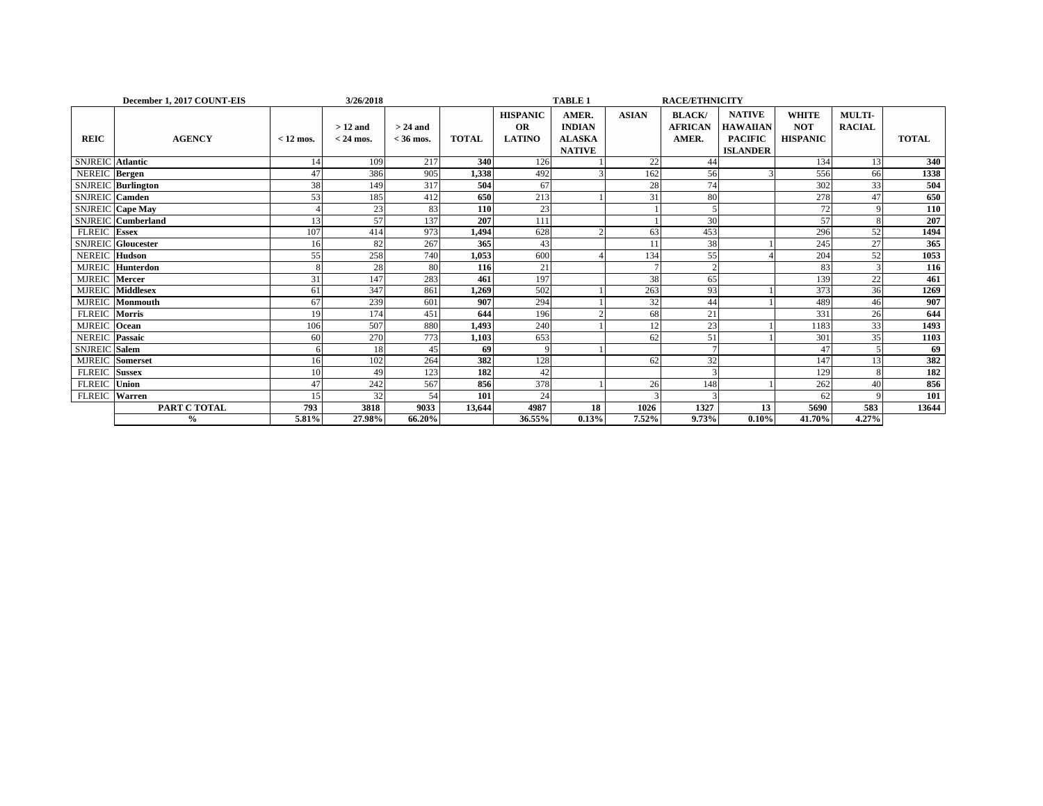**December 1, 2017 COUNT-EIS** **3/26/2018** **TABLE 1** **RACE/ETHNICITY**

| REIC | AGENCY | < 12 mos. | > 12 and < 24 mos. | > 24 and < 36 mos. | TOTAL | HISPANIC OR LATINO | AMER. INDIAN ALASKA NATIVE | ASIAN | BLACK/ AFRICAN AMER. | NATIVE HAWAIIAN PACIFIC ISLANDER | WHITE NOT HISPANIC | MULTI-RACIAL | TOTAL |
|---|---|---|---|---|---|---|---|---|---|---|---|---|---|
| SNJREIC | **Atlantic** | 14 | 109 | 217 | **340** | 126 | 1 | 22 | 44 | | 134 | 13 | **340** |
| NEREIC | **Bergen** | 47 | 386 | 905 | **1,338** | 492 | 3 | 162 | 56 | 3 | 556 | 66 | **1338** |
| SNJREIC | **Burlington** | 38 | 149 | 317 | **504** | 67 | | 28 | 74 | | 302 | 33 | **504** |
| SNJREIC | **Camden** | 53 | 185 | 412 | **650** | 213 | 1 | 31 | 80 | | 278 | 47 | **650** |
| SNJREIC | **Cape May** | 4 | 23 | 83 | **110** | 23 | | 1 | 5 | | 72 | 9 | **110** |
| SNJREIC | **Cumberland** | 13 | 57 | 137 | **207** | 111 | | 1 | 30 | | 57 | 8 | **207** |
| FLREIC | **Essex** | 107 | 414 | 973 | **1,494** | 628 | 2 | 63 | 453 | | 296 | 52 | **1494** |
| SNJREIC | **Gloucester** | 16 | 82 | 267 | **365** | 43 | | 11 | 38 | 1 | 245 | 27 | **365** |
| NEREIC | **Hudson** | 55 | 258 | 740 | **1,053** | 600 | 4 | 134 | 55 | 4 | 204 | 52 | **1053** |
| MJREIC | **Hunterdon** | 8 | 28 | 80 | **116** | 21 | | 7 | 2 | | 83 | 3 | **116** |
| MJREIC | **Mercer** | 31 | 147 | 283 | **461** | 197 | | 38 | 65 | | 139 | 22 | **461** |
| MJREIC | **Middlesex** | 61 | 347 | 861 | **1,269** | 502 | 1 | 263 | 93 | 1 | 373 | 36 | **1269** |
| MJREIC | **Monmouth** | 67 | 239 | 601 | **907** | 294 | 1 | 32 | 44 | 1 | 489 | 46 | **907** |
| FLREIC | **Morris** | 19 | 174 | 451 | **644** | 196 | 2 | 68 | 21 | | 331 | 26 | **644** |
| MJREIC | **Ocean** | 106 | 507 | 880 | **1,493** | 240 | 1 | 12 | 23 | 1 | 1183 | 33 | **1493** |
| NEREIC | **Passaic** | 60 | 270 | 773 | **1,103** | 653 | | 62 | 51 | 1 | 301 | 35 | **1103** |
| SNJREIC | **Salem** | 6 | 18 | 45 | **69** | 9 | 1 | | 7 | | 47 | 5 | **69** |
| MJREIC | **Somerset** | 16 | 102 | 264 | **382** | 128 | | 62 | 32 | | 147 | 13 | **382** |
| FLREIC | **Sussex** | 10 | 49 | 123 | **182** | 42 | | | 3 | | 129 | 8 | **182** |
| FLREIC | **Union** | 47 | 242 | 567 | **856** | 378 | 1 | 26 | 148 | 1 | 262 | 40 | **856** |
| FLREIC | **Warren** | 15 | 32 | 54 | **101** | 24 | | 3 | 3 | | 62 | 9 | **101** |
| | **PART C TOTAL** | **793** | **3818** | **9033** | **13,644** | **4987** | **18** | **1026** | **1327** | **13** | **5690** | **583** | **13644** |
| | **%** | **5.81%** | **27.98%** | **66.20%** | | **36.55%** | **0.13%** | **7.52%** | **9.73%** | **0.10%** | **41.70%** | **4.27%** | |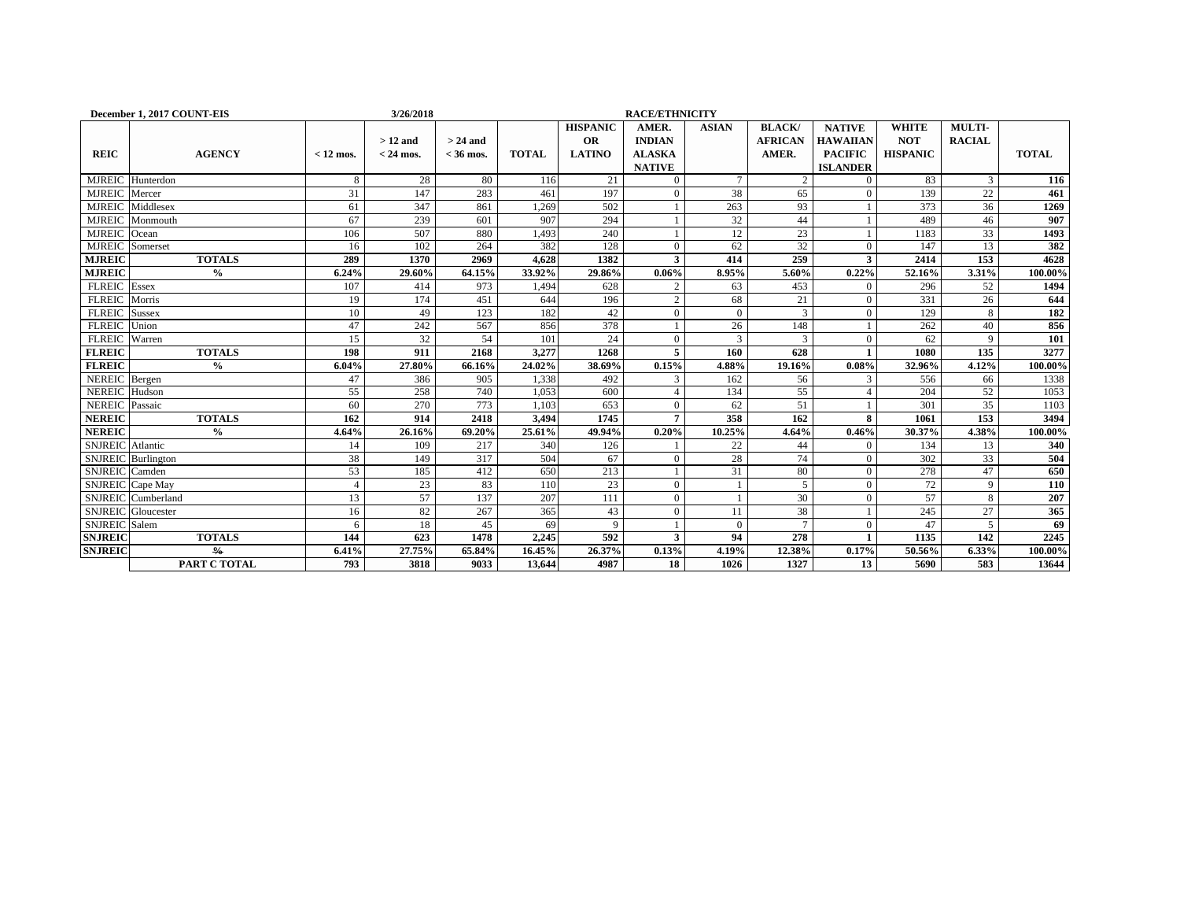| December 1, 2017 COUNT-EIS | | 3/26/2018 | | | | RACE/ETHNICITY | | | | | | | |
|---|---|---|---|---|---|---|---|---|---|---|---|---|---|
| REIC | AGENCY | < 12 mos. | > 12 and < 24 mos. | > 24 and < 36 mos. | TOTAL | HISPANIC OR LATINO | AMER. INDIAN ALASKA NATIVE | ASIAN | BLACK/ AFRICAN AMER. | NATIVE HAWAIIAN PACIFIC ISLANDER | WHITE NOT HISPANIC | MULTI-RACIAL | TOTAL |
| MJREIC | Hunterdon | 8 | 28 | 80 | 116 | 21 | 0 | 7 | 2 | 0 | 83 | 3 | **116** |
| MJREIC | Mercer | 31 | 147 | 283 | 461 | 197 | 0 | 38 | 65 | 0 | 139 | 22 | **461** |
| MJREIC | Middlesex | 61 | 347 | 861 | 1,269 | 502 | 1 | 263 | 93 | 1 | 373 | 36 | **1269** |
| MJREIC | Monmouth | 67 | 239 | 601 | 907 | 294 | 1 | 32 | 44 | 1 | 489 | 46 | **907** |
| MJREIC | Ocean | 106 | 507 | 880 | 1,493 | 240 | 1 | 12 | 23 | 1 | 1183 | 33 | **1493** |
| MJREIC | Somerset | 16 | 102 | 264 | 382 | 128 | 0 | 62 | 32 | 0 | 147 | 13 | **382** |
| **MJREIC** | **TOTALS** | **289** | **1370** | **2969** | **4,628** | **1382** | **3** | **414** | **259** | **3** | **2414** | **153** | **4628** |
| **MJREIC** | **%** | **6.24%** | **29.60%** | **64.15%** | **33.92%** | **29.86%** | **0.06%** | **8.95%** | **5.60%** | **0.22%** | **52.16%** | **3.31%** | **100.00%** |
| FLREIC | Essex | 107 | 414 | 973 | 1,494 | 628 | 2 | 63 | 453 | 0 | 296 | 52 | **1494** |
| FLREIC | Morris | 19 | 174 | 451 | 644 | 196 | 2 | 68 | 21 | 0 | 331 | 26 | **644** |
| FLREIC | Sussex | 10 | 49 | 123 | 182 | 42 | 0 | 0 | 3 | 0 | 129 | 8 | **182** |
| FLREIC | Union | 47 | 242 | 567 | 856 | 378 | 1 | 26 | 148 | 1 | 262 | 40 | **856** |
| FLREIC | Warren | 15 | 32 | 54 | 101 | 24 | 0 | 3 | 3 | 0 | 62 | 9 | **101** |
| **FLREIC** | **TOTALS** | **198** | **911** | **2168** | **3,277** | **1268** | **5** | **160** | **628** | **1** | **1080** | **135** | **3277** |
| **FLREIC** | **%** | **6.04%** | **27.80%** | **66.16%** | **24.02%** | **38.69%** | **0.15%** | **4.88%** | **19.16%** | **0.08%** | **32.96%** | **4.12%** | **100.00%** |
| NEREIC | Bergen | 47 | 386 | 905 | 1,338 | 492 | 3 | 162 | 56 | 3 | 556 | 66 | 1338 |
| NEREIC | Hudson | 55 | 258 | 740 | 1,053 | 600 | 4 | 134 | 55 | 4 | 204 | 52 | 1053 |
| NEREIC | Passaic | 60 | 270 | 773 | 1,103 | 653 | 0 | 62 | 51 | 1 | 301 | 35 | 1103 |
| **NEREIC** | **TOTALS** | **162** | **914** | **2418** | **3,494** | **1745** | **7** | **358** | **162** | **8** | **1061** | **153** | **3494** |
| **NEREIC** | **%** | **4.64%** | **26.16%** | **69.20%** | **25.61%** | **49.94%** | **0.20%** | **10.25%** | **4.64%** | **0.46%** | **30.37%** | **4.38%** | **100.00%** |
| SNJREIC | Atlantic | 14 | 109 | 217 | 340 | 126 | 1 | 22 | 44 | 0 | 134 | 13 | **340** |
| SNJREIC | Burlington | 38 | 149 | 317 | 504 | 67 | 0 | 28 | 74 | 0 | 302 | 33 | **504** |
| SNJREIC | Camden | 53 | 185 | 412 | 650 | 213 | 1 | 31 | 80 | 0 | 278 | 47 | **650** |
| SNJREIC | Cape May | 4 | 23 | 83 | 110 | 23 | 0 | 1 | 5 | 0 | 72 | 9 | **110** |
| SNJREIC | Cumberland | 13 | 57 | 137 | 207 | 111 | 0 | 1 | 30 | 0 | 57 | 8 | **207** |
| SNJREIC | Gloucester | 16 | 82 | 267 | 365 | 43 | 0 | 11 | 38 | 1 | 245 | 27 | **365** |
| SNJREIC | Salem | 6 | 18 | 45 | 69 | 9 | 1 | 0 | 7 | 0 | 47 | 5 | **69** |
| **SNJREIC** | **TOTALS** | **144** | **623** | **1478** | **2,245** | **592** | **3** | **94** | **278** | **1** | **1135** | **142** | **2245** |
| **SNJREIC** | **%** | **6.41%** | **27.75%** | **65.84%** | **16.45%** | **26.37%** | **0.13%** | **4.19%** | **12.38%** | **0.17%** | **50.56%** | **6.33%** | **100.00%** |
| | **PART C TOTAL** | **793** | **3818** | **9033** | **13,644** | **4987** | **18** | **1026** | **1327** | **13** | **5690** | **583** | **13644** |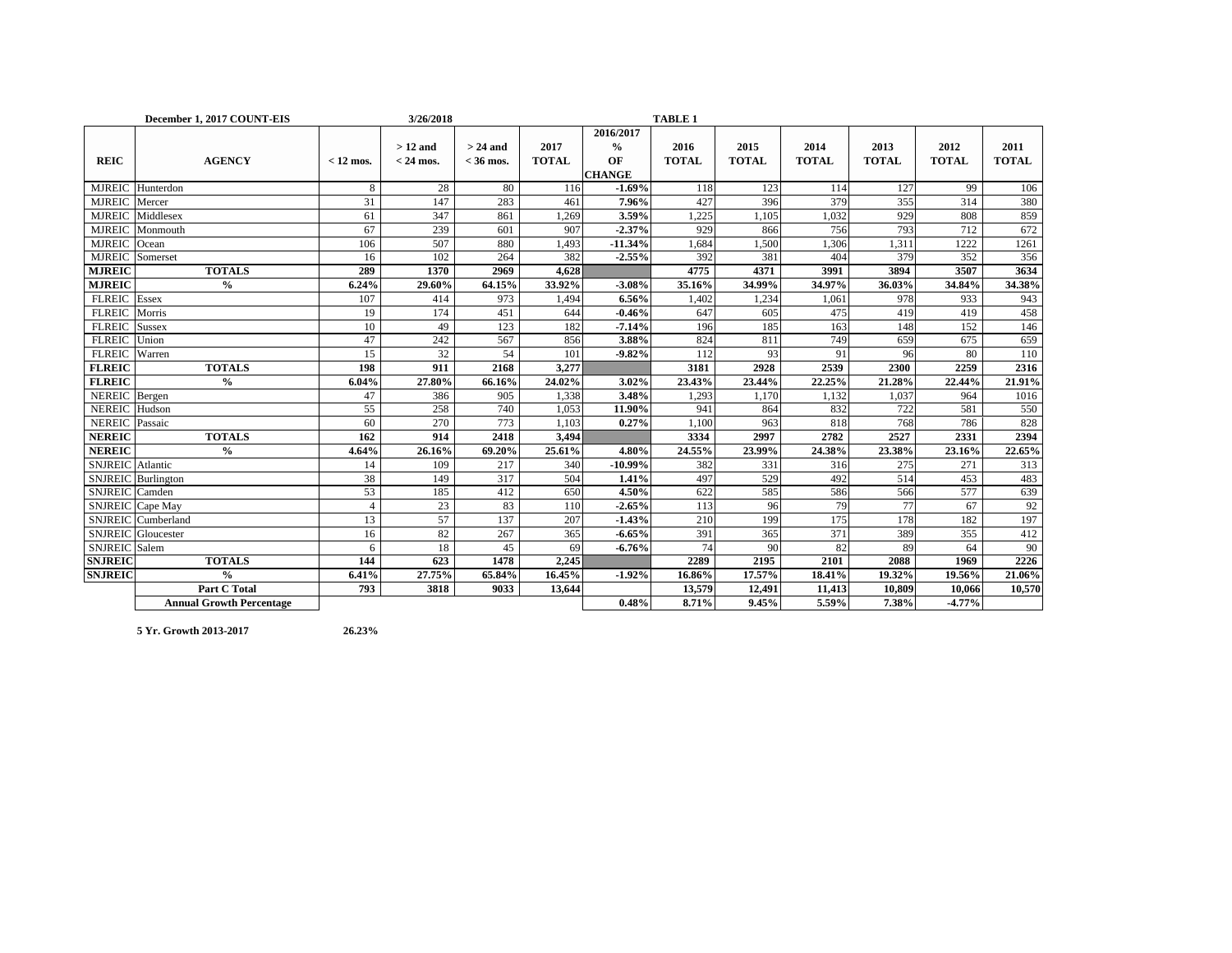**December 1, 2017 COUNT-EIS** **3/26/2018** **TABLE 1**

| REIC | AGENCY | < 12 mos. | > 12 and < 24 mos. | > 24 and < 36 mos. | 2017 TOTAL | 2016/2017 % OF CHANGE | 2016 TOTAL | 2015 TOTAL | 2014 TOTAL | 2013 TOTAL | 2012 TOTAL | 2011 TOTAL |
|---|---|---|---|---|---|---|---|---|---|---|---|---|
| MJREIC | Hunterdon | 8 | 28 | 80 | 116 | **-1.69%** | 118 | 123 | 114 | 127 | 99 | 106 |
| MJREIC | Mercer | 31 | 147 | 283 | 461 | **7.96%** | 427 | 396 | 379 | 355 | 314 | 380 |
| MJREIC | Middlesex | 61 | 347 | 861 | 1,269 | **3.59%** | 1,225 | 1,105 | 1,032 | 929 | 808 | 859 |
| MJREIC | Monmouth | 67 | 239 | 601 | 907 | **-2.37%** | 929 | 866 | 756 | 793 | 712 | 672 |
| MJREIC | Ocean | 106 | 507 | 880 | 1,493 | **-11.34%** | 1,684 | 1,500 | 1,306 | 1,311 | 1222 | 1261 |
| MJREIC | Somerset | 16 | 102 | 264 | 382 | **-2.55%** | 392 | 381 | 404 | 379 | 352 | 356 |
| **MJREIC** | **TOTALS** | **289** | **1370** | **2969** | **4,628** | | **4775** | **4371** | **3991** | **3894** | **3507** | **3634** |
| **MJREIC** | **%** | **6.24%** | **29.60%** | **64.15%** | **33.92%** | **-3.08%** | **35.16%** | **34.99%** | **34.97%** | **36.03%** | **34.84%** | **34.38%** |
| FLREIC | Essex | 107 | 414 | 973 | 1,494 | **6.56%** | 1,402 | 1,234 | 1,061 | 978 | 933 | 943 |
| FLREIC | Morris | 19 | 174 | 451 | 644 | **-0.46%** | 647 | 605 | 475 | 419 | 419 | 458 |
| FLREIC | Sussex | 10 | 49 | 123 | 182 | **-7.14%** | 196 | 185 | 163 | 148 | 152 | 146 |
| FLREIC | Union | 47 | 242 | 567 | 856 | **3.88%** | 824 | 811 | 749 | 659 | 675 | 659 |
| FLREIC | Warren | 15 | 32 | 54 | 101 | **-9.82%** | 112 | 93 | 91 | 96 | 80 | 110 |
| **FLREIC** | **TOTALS** | **198** | **911** | **2168** | **3,277** | | **3181** | **2928** | **2539** | **2300** | **2259** | **2316** |
| **FLREIC** | **%** | **6.04%** | **27.80%** | **66.16%** | **24.02%** | **3.02%** | **23.43%** | **23.44%** | **22.25%** | **21.28%** | **22.44%** | **21.91%** |
| NEREIC | Bergen | 47 | 386 | 905 | 1,338 | **3.48%** | 1,293 | 1,170 | 1,132 | 1,037 | 964 | 1016 |
| NEREIC | Hudson | 55 | 258 | 740 | 1,053 | **11.90%** | 941 | 864 | 832 | 722 | 581 | 550 |
| NEREIC | Passaic | 60 | 270 | 773 | 1,103 | **0.27%** | 1,100 | 963 | 818 | 768 | 786 | 828 |
| **NEREIC** | **TOTALS** | **162** | **914** | **2418** | **3,494** | | **3334** | **2997** | **2782** | **2527** | **2331** | **2394** |
| **NEREIC** | **%** | **4.64%** | **26.16%** | **69.20%** | **25.61%** | **4.80%** | **24.55%** | **23.99%** | **24.38%** | **23.38%** | **23.16%** | **22.65%** |
| SNJREIC | Atlantic | 14 | 109 | 217 | 340 | **-10.99%** | 382 | 331 | 316 | 275 | 271 | 313 |
| SNJREIC | Burlington | 38 | 149 | 317 | 504 | **1.41%** | 497 | 529 | 492 | 514 | 453 | 483 |
| SNJREIC | Camden | 53 | 185 | 412 | 650 | **4.50%** | 622 | 585 | 586 | 566 | 577 | 639 |
| SNJREIC | Cape May | 4 | 23 | 83 | 110 | **-2.65%** | 113 | 96 | 79 | 77 | 67 | 92 |
| SNJREIC | Cumberland | 13 | 57 | 137 | 207 | **-1.43%** | 210 | 199 | 175 | 178 | 182 | 197 |
| SNJREIC | Gloucester | 16 | 82 | 267 | 365 | **-6.65%** | 391 | 365 | 371 | 389 | 355 | 412 |
| SNJREIC | Salem | 6 | 18 | 45 | 69 | **-6.76%** | 74 | 90 | 82 | 89 | 64 | 90 |
| **SNJREIC** | **TOTALS** | **144** | **623** | **1478** | **2,245** | | **2289** | **2195** | **2101** | **2088** | **1969** | **2226** |
| **SNJREIC** | **%** | **6.41%** | **27.75%** | **65.84%** | **16.45%** | **-1.92%** | **16.86%** | **17.57%** | **18.41%** | **19.32%** | **19.56%** | **21.06%** |
| | **Part C Total** | **793** | **3818** | **9033** | **13,644** | | **13,579** | **12,491** | **11,413** | **10,809** | **10,066** | **10,570** |
| | **Annual Growth Percentage** | | | | | **0.48%** | **8.71%** | **9.45%** | **5.59%** | **7.38%** | **-4.77%** | |

**5 Yr. Growth 2013-2017** **26.23%**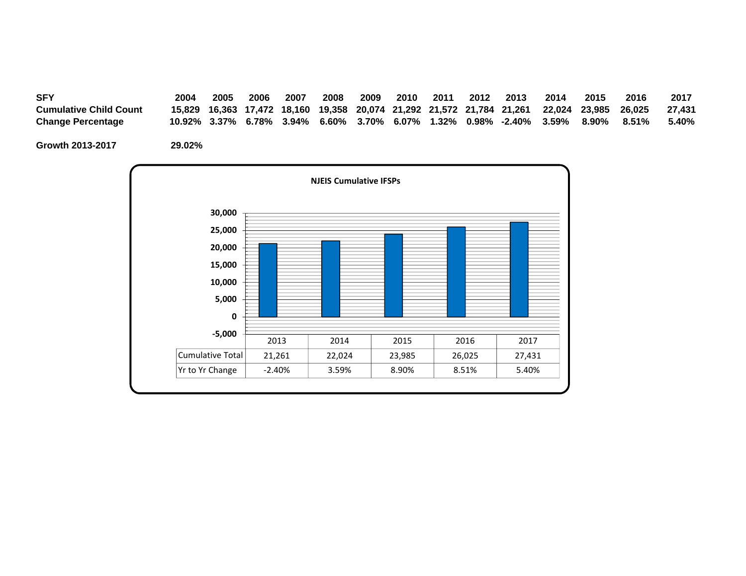| SFY | 2004 | 2005 | 2006 | 2007 | 2008 | 2009 | 2010 | 2011 | 2012 | 2013 | 2014 | 2015 | 2016 | 2017 |
|---|---|---|---|---|---|---|---|---|---|---|---|---|---|---|
| **Cumulative Child Count** | 15,829 | 16,363 | 17,472 | 18,160 | 19,358 | 20,074 | 21,292 | 21,572 | 21,784 | 21,261 | 22,024 | 23,985 | 26,025 | 27,431 |
| **Change Percentage** | 10.92% | 3.37% | 6.78% | 3.94% | 6.60% | 3.70% | 6.07% | 1.32% | 0.98% | -2.40% | 3.59% | 8.90% | 8.51% | 5.40% |

**Growth 2013-2017** 29.02%

**NJEIS Cumulative IFSPs**

30,000
25,000
20,000
15,000
10,000
5,000
0
-5,000

2013 2014 2015 2016 2017

Cumulative Total 21,261 22,024 23,985 26,025 27,431

Yr to Yr Change -2.40% 3.59% 8.90% 8.51% 5.40%